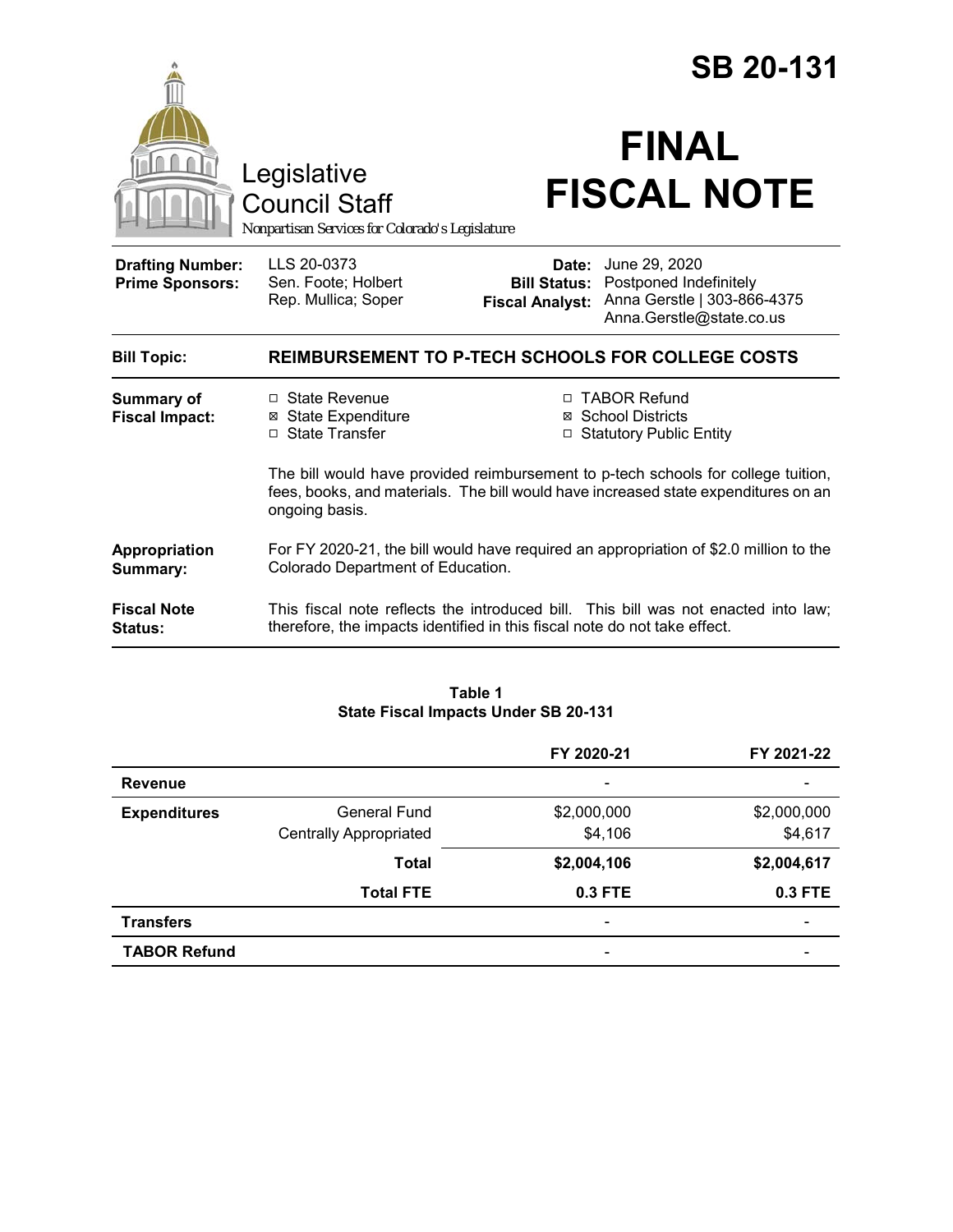# SB 20-131

Legislative Council Staff

*Nonpartisan Services for Colorado's Legislature*

# FINAL FISCAL NOTE

| | | | |
|---|---|---|---|
| **Drafting Number:** | LLS 20-0373 | **Date:** | June 29, 2020 |
| **Prime Sponsors:** | Sen. Foote; Holbert<br>Rep. Mullica; Soper | **Bill Status:** | Postponed Indefinitely |
| | | **Fiscal Analyst:** | Anna Gerstle \| 303-866-4375<br>Anna.Gerstle@state.co.us |

**Bill Topic:** **REIMBURSEMENT TO P-TECH SCHOOLS FOR COLLEGE COSTS**

**Summary of Fiscal Impact:**

- ☐ State Revenue
- ☒ State Expenditure
- ☐ State Transfer
- ☐ TABOR Refund
- ☒ School Districts
- ☐ Statutory Public Entity

The bill would have provided reimbursement to p-tech schools for college tuition, fees, books, and materials. The bill would have increased state expenditures on an ongoing basis.

**Appropriation Summary:** For FY 2020-21, the bill would have required an appropriation of $2.0 million to the Colorado Department of Education.

**Fiscal Note Status:** This fiscal note reflects the introduced bill. This bill was not enacted into law; therefore, the impacts identified in this fiscal note do not take effect.

**Table 1**
**State Fiscal Impacts Under SB 20-131**

| | | FY 2020-21 | FY 2021-22 |
|---|---|---|---|
| **Revenue** | | - | - |
| **Expenditures** | General Fund | $2,000,000 | $2,000,000 |
| | Centrally Appropriated | $4,106 | $4,617 |
| | **Total** | **$2,004,106** | **$2,004,617** |
| | **Total FTE** | **0.3 FTE** | **0.3 FTE** |
| **Transfers** | | - | - |
| **TABOR Refund** | | - | - |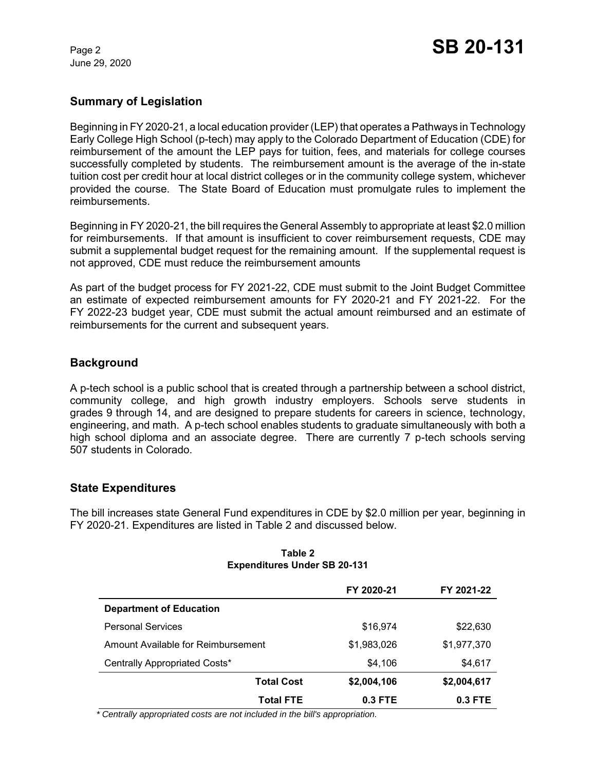## Summary of Legislation

Beginning in FY 2020-21, a local education provider (LEP) that operates a Pathways in Technology Early College High School (p-tech) may apply to the Colorado Department of Education (CDE) for reimbursement of the amount the LEP pays for tuition, fees, and materials for college courses successfully completed by students. The reimbursement amount is the average of the in-state tuition cost per credit hour at local district colleges or in the community college system, whichever provided the course. The State Board of Education must promulgate rules to implement the reimbursements.

Beginning in FY 2020-21, the bill requires the General Assembly to appropriate at least $2.0 million for reimbursements. If that amount is insufficient to cover reimbursement requests, CDE may submit a supplemental budget request for the remaining amount. If the supplemental request is not approved, CDE must reduce the reimbursement amounts

As part of the budget process for FY 2021-22, CDE must submit to the Joint Budget Committee an estimate of expected reimbursement amounts for FY 2020-21 and FY 2021-22. For the FY 2022-23 budget year, CDE must submit the actual amount reimbursed and an estimate of reimbursements for the current and subsequent years.

## Background

A p-tech school is a public school that is created through a partnership between a school district, community college, and high growth industry employers. Schools serve students in grades 9 through 14, and are designed to prepare students for careers in science, technology, engineering, and math. A p-tech school enables students to graduate simultaneously with both a high school diploma and an associate degree. There are currently 7 p-tech schools serving 507 students in Colorado.

## State Expenditures

The bill increases state General Fund expenditures in CDE by $2.0 million per year, beginning in FY 2020-21. Expenditures are listed in Table 2 and discussed below.

**Table 2**
**Expenditures Under SB 20-131**

| | FY 2020-21 | FY 2021-22 |
|---|---|---|
| **Department of Education** | | |
| Personal Services | $16,974 | $22,630 |
| Amount Available for Reimbursement | $1,983,026 | $1,977,370 |
| Centrally Appropriated Costs* | $4,106 | $4,617 |
| **Total Cost** | **$2,004,106** | **$2,004,617** |
| **Total FTE** | **0.3 FTE** | **0.3 FTE** |

*\* Centrally appropriated costs are not included in the bill's appropriation.*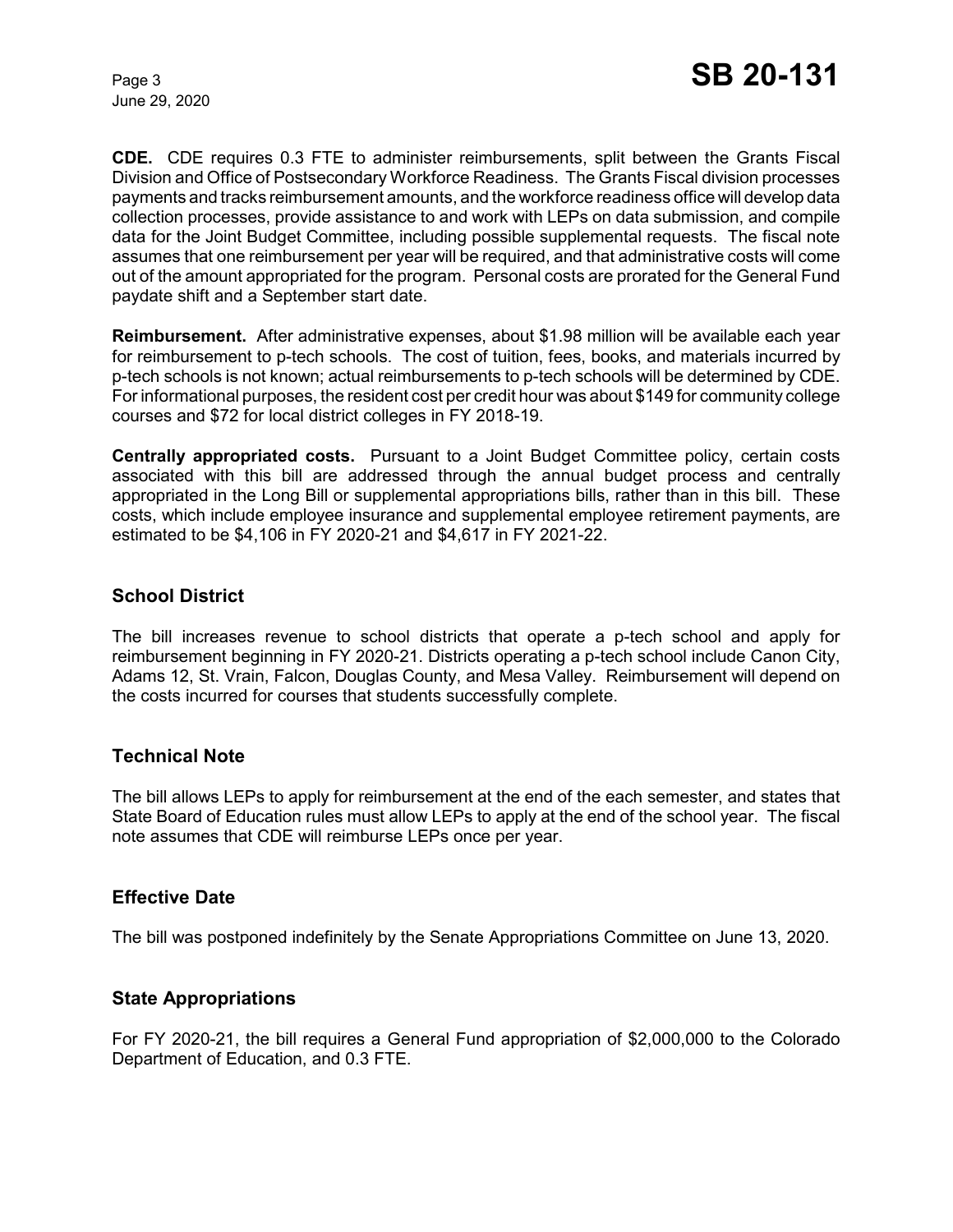**CDE.** CDE requires 0.3 FTE to administer reimbursements, split between the Grants Fiscal Division and Office of Postsecondary Workforce Readiness. The Grants Fiscal division processes payments and tracks reimbursement amounts, and the workforce readiness office will develop data collection processes, provide assistance to and work with LEPs on data submission, and compile data for the Joint Budget Committee, including possible supplemental requests. The fiscal note assumes that one reimbursement per year will be required, and that administrative costs will come out of the amount appropriated for the program. Personal costs are prorated for the General Fund paydate shift and a September start date.

**Reimbursement.** After administrative expenses, about $1.98 million will be available each year for reimbursement to p-tech schools. The cost of tuition, fees, books, and materials incurred by p-tech schools is not known; actual reimbursements to p-tech schools will be determined by CDE. For informational purposes, the resident cost per credit hour was about $149 for community college courses and $72 for local district colleges in FY 2018-19.

**Centrally appropriated costs.** Pursuant to a Joint Budget Committee policy, certain costs associated with this bill are addressed through the annual budget process and centrally appropriated in the Long Bill or supplemental appropriations bills, rather than in this bill. These costs, which include employee insurance and supplemental employee retirement payments, are estimated to be $4,106 in FY 2020-21 and $4,617 in FY 2021-22.

## School District

The bill increases revenue to school districts that operate a p-tech school and apply for reimbursement beginning in FY 2020-21. Districts operating a p-tech school include Canon City, Adams 12, St. Vrain, Falcon, Douglas County, and Mesa Valley. Reimbursement will depend on the costs incurred for courses that students successfully complete.

## Technical Note

The bill allows LEPs to apply for reimbursement at the end of the each semester, and states that State Board of Education rules must allow LEPs to apply at the end of the school year. The fiscal note assumes that CDE will reimburse LEPs once per year.

## Effective Date

The bill was postponed indefinitely by the Senate Appropriations Committee on June 13, 2020.

## State Appropriations

For FY 2020-21, the bill requires a General Fund appropriation of $2,000,000 to the Colorado Department of Education, and 0.3 FTE.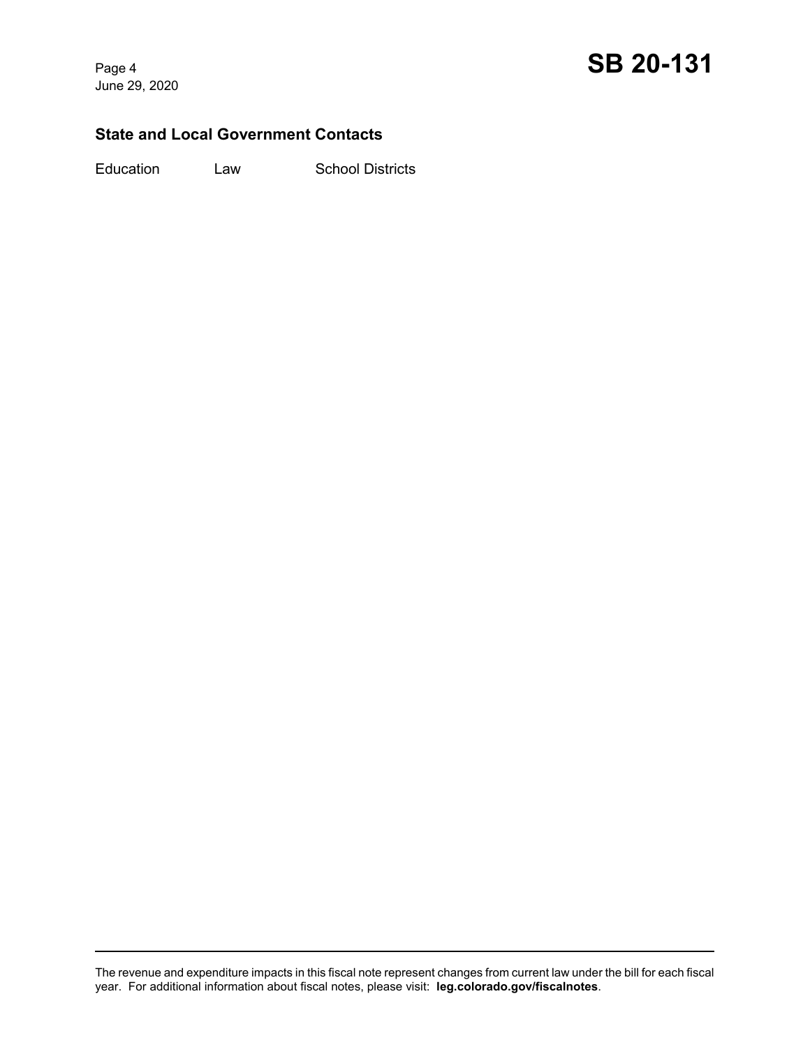## State and Local Government Contacts

Education Law School Districts

The revenue and expenditure impacts in this fiscal note represent changes from current law under the bill for each fiscal year. For additional information about fiscal notes, please visit: **leg.colorado.gov/fiscalnotes**.